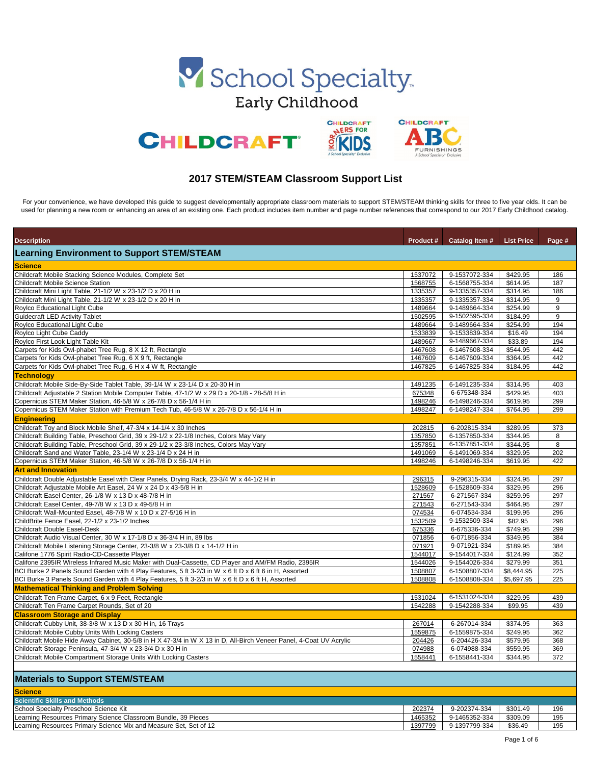School Specialty Early Childhood

CHILDCRAFT · CHILDCRAFT KORNERS FOR KIDS · CHILDCRAFT ABC FURNISHINGS

## 2017 STEM/STEAM Classroom Support List

For your convenience, we have developed this guide to suggest developmentally appropriate classroom materials to support STEM/STEAM thinking skills for three to five year olds. It can be used for planning a new room or enhancing an area of an existing one. Each product includes item number and page number references that correspond to our 2017 Early Childhood catalog.

| Description | Product # | Catalog Item # | List Price | Page # |
|---|---|---|---|---|
| **Learning Environment to Support STEM/STEAM** | | | | |
| **Science** | | | | |
| Childcraft Mobile Stacking Science Modules, Complete Set | 1537072 | 9-1537072-334 | $429.95 | 186 |
| Childcraft Mobile Science Station | 1568755 | 6-1568755-334 | $614.95 | 187 |
| Childcraft Mini Light Table, 21-1/2 W x 23-1/2 D x 20 H in | 1335357 | 9-1335357-334 | $314.95 | 186 |
| Childcraft Mini Light Table, 21-1/2 W x 23-1/2 D x 20 H in | 1335357 | 9-1335357-334 | $314.95 | 9 |
| Roylco Educational Light Cube | 1489664 | 9-1489664-334 | $254.99 | 9 |
| Guidecraft LED Activity Tablet | 1502595 | 9-1502595-334 | $184.99 | 9 |
| Roylco Educational Light Cube | 1489664 | 9-1489664-334 | $254.99 | 194 |
| Roylco Light Cube Caddy | 1533839 | 9-1533839-334 | $16.49 | 194 |
| Roylco First Look Light Table Kit | 1489667 | 9-1489667-334 | $33.89 | 194 |
| Carpets for Kids Owl-phabet Tree Rug, 8 X 12 ft, Rectangle | 1467608 | 6-1467608-334 | $544.95 | 442 |
| Carpets for Kids Owl-phabet Tree Rug, 6 X 9 ft, Rectangle | 1467609 | 6-1467609-334 | $364.95 | 442 |
| Carpets for Kids Owl-phabet Tree Rug, 6 H x 4 W ft, Rectangle | 1467825 | 6-1467825-334 | $184.95 | 442 |
| **Technology** | | | | |
| Childcraft Mobile Side-By-Side Tablet Table, 39-1/4 W x 23-1/4 D x 20-30 H in | 1491235 | 6-1491235-334 | $314.95 | 403 |
| Childcraft Adjustable 2 Station Mobile Computer Table, 47-1/2 W x 29 D x 20-1/8 - 28-5/8 H in | 675348 | 6-675348-334 | $429.95 | 403 |
| Copernicus STEM Maker Station, 46-5/8 W x 26-7/8 D x 56-1/4 H in | 1498246 | 6-1498246-334 | $619.95 | 299 |
| Copernicus STEM Maker Station with Premium Tech Tub, 46-5/8 W x 26-7/8 D x 56-1/4 H in | 1498247 | 6-1498247-334 | $764.95 | 299 |
| **Engineering** | | | | |
| Childcraft Toy and Block Mobile Shelf, 47-3/4 x 14-1/4 x 30 Inches | 202815 | 6-202815-334 | $289.95 | 373 |
| Childcraft Building Table, Preschool Grid, 39 x 29-1/2 x 22-1/8 Inches, Colors May Vary | 1357850 | 6-1357850-334 | $344.95 | 8 |
| Childcraft Building Table, Preschool Grid, 39 x 29-1/2 x 23-3/8 Inches, Colors May Vary | 1357851 | 6-1357851-334 | $344.95 | 8 |
| Childcraft Sand and Water Table, 23-1/4 W x 23-1/4 D x 24 H in | 1491069 | 6-1491069-334 | $329.95 | 202 |
| Copernicus STEM Maker Station, 46-5/8 W x 26-7/8 D x 56-1/4 H in | 1498246 | 6-1498246-334 | $619.95 | 422 |
| **Art and Innovation** | | | | |
| Childcraft Double Adjustable Easel with Clear Panels, Drying Rack, 23-3/4 W x 44-1/2 H in | 296315 | 9-296315-334 | $324.95 | 297 |
| Childcraft Adjustable Mobile Art Easel, 24 W x 24 D x 43-5/8 H in | 1528609 | 6-1528609-334 | $329.95 | 296 |
| Childcraft Easel Center, 26-1/8 W x 13 D x 48-7/8 H in | 271567 | 6-271567-334 | $259.95 | 297 |
| Childcraft Easel Center, 49-7/8 W x 13 D x 49-5/8 H in | 271543 | 6-271543-334 | $464.95 | 297 |
| Childcraft Wall-Mounted Easel, 48-7/8 W x 10 D x 27-5/16 H in | 074534 | 6-074534-334 | $199.95 | 296 |
| ChildBrite Fence Easel, 22-1/2 x 23-1/2 Inches | 1532509 | 9-1532509-334 | $82.95 | 296 |
| Childcraft Double Easel-Desk | 675336 | 6-675336-334 | $749.95 | 299 |
| Childcraft Audio Visual Center, 30 W x 17-1/8 D x 36-3/4 H in, 89 lbs | 071856 | 6-071856-334 | $349.95 | 384 |
| Childcraft Mobile Listening Storage Center, 23-3/8 W x 23-3/8 D x 14-1/2 H in | 071921 | 9-071921-334 | $189.95 | 384 |
| Califone 1776 Spirit Radio-CD-Cassette Player | 1544017 | 9-1544017-334 | $124.99 | 352 |
| Califone 2395IR Wireless Infrared Music Maker with Dual-Cassette, CD Player and AM/FM Radio, 2395IR | 1544026 | 9-1544026-334 | $279.99 | 351 |
| BCI Burke 2 Panels Sound Garden with 4 Play Features, 5 ft 3-2/3 in W x 6 ft D x 6 ft 6 in H, Assorted | 1508807 | 6-1508807-334 | $8,444.95 | 225 |
| BCI Burke 3 Panels Sound Garden with 4 Play Features, 5 ft 3-2/3 in W x 6 ft D x 6 ft H, Assorted | 1508808 | 6-1508808-334 | $5,697.95 | 225 |
| **Mathematical Thinking and Problem Solving** | | | | |
| Childcraft Ten Frame Carpet, 6 x 9 Feet, Rectangle | 1531024 | 6-1531024-334 | $229.95 | 439 |
| Childcraft Ten Frame Carpet Rounds, Set of 20 | 1542288 | 9-1542288-334 | $99.95 | 439 |
| **Classroom Storage and Display** | | | | |
| Childcraft Cubby Unit, 38-3/8 W x 13 D x 30 H in, 16 Trays | 267014 | 6-267014-334 | $374.95 | 363 |
| Childcraft Mobile Cubby Units With Locking Casters | 1559875 | 6-1559875-334 | $249.95 | 362 |
| Childcraft Mobile Hide Away Cabinet, 30-5/8 in H X 47-3/4 in W X 13 in D, All-Birch Veneer Panel, 4-Coat UV Acrylic | 204426 | 6-204426-334 | $579.95 | 368 |
| Childcraft Storage Peninsula, 47-3/4 W x 23-3/4 D x 30 H in | 074988 | 6-074988-334 | $559.95 | 369 |
| Childcraft Mobile Compartment Storage Units With Locking Casters | 1558441 | 6-1558441-334 | $344.95 | 372 |
| **Materials to Support STEM/STEAM** | | | | |
| **Science** | | | | |
| **Scientific Skills and Methods** | | | | |
| School Specialty Preschool Science Kit | 202374 | 9-202374-334 | $301.49 | 196 |
| Learning Resources Primary Science Classroom Bundle, 39 Pieces | 1465352 | 9-1465352-334 | $309.09 | 195 |
| Learning Resources Primary Science Mix and Measure Set, Set of 12 | 1397799 | 9-1397799-334 | $36.49 | 195 |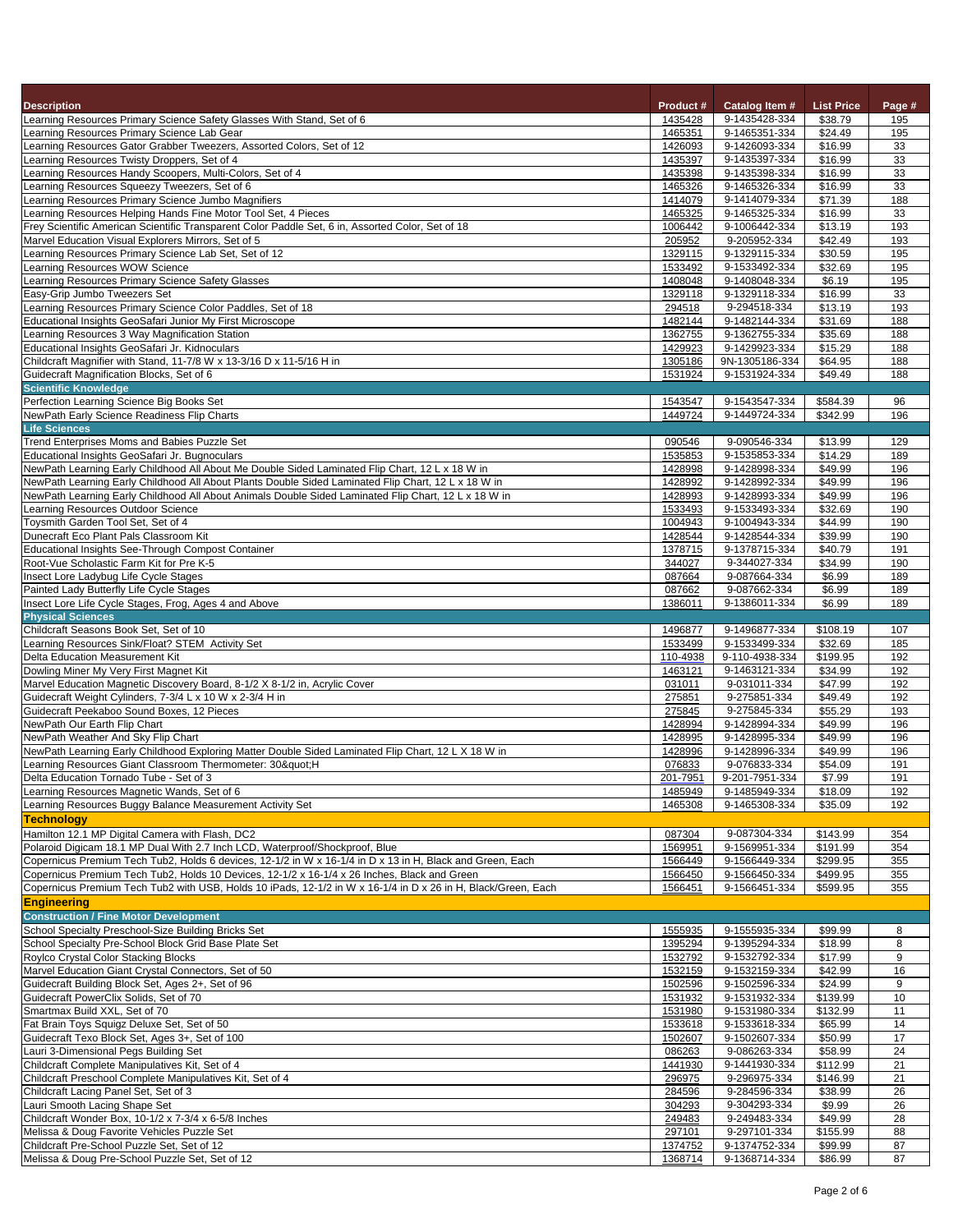| Description | Product # | Catalog Item # | List Price | Page # |
|---|---|---|---|---|
| Learning Resources Primary Science Safety Glasses With Stand, Set of 6 | 1435428 | 9-1435428-334 | $38.79 | 195 |
| Learning Resources Primary Science Lab Gear | 1465351 | 9-1465351-334 | $24.49 | 195 |
| Learning Resources Gator Grabber Tweezers, Assorted Colors, Set of 12 | 1426093 | 9-1426093-334 | $16.99 | 33 |
| Learning Resources Twisty Droppers, Set of 4 | 1435397 | 9-1435397-334 | $16.99 | 33 |
| Learning Resources Handy Scoopers, Multi-Colors, Set of 4 | 1435398 | 9-1435398-334 | $16.99 | 33 |
| Learning Resources Squeezy Tweezers, Set of 6 | 1465326 | 9-1465326-334 | $16.99 | 33 |
| Learning Resources Primary Science Jumbo Magnifiers | 1414079 | 9-1414079-334 | $71.39 | 188 |
| Learning Resources Helping Hands Fine Motor Tool Set, 4 Pieces | 1465325 | 9-1465325-334 | $16.99 | 33 |
| Frey Scientific American Scientific Transparent Color Paddle Set, 6 in, Assorted Color, Set of 18 | 1006442 | 9-1006442-334 | $13.19 | 193 |
| Marvel Education Visual Explorers Mirrors, Set of 5 | 205952 | 9-205952-334 | $42.49 | 193 |
| Learning Resources Primary Science Lab Set, Set of 12 | 1329115 | 9-1329115-334 | $30.59 | 195 |
| Learning Resources WOW Science | 1533492 | 9-1533492-334 | $32.69 | 195 |
| Learning Resources Primary Science Safety Glasses | 1408048 | 9-1408048-334 | $6.19 | 195 |
| Easy-Grip Jumbo Tweezers Set | 1329118 | 9-1329118-334 | $16.99 | 33 |
| Learning Resources Primary Science Color Paddles, Set of 18 | 294518 | 9-294518-334 | $13.19 | 193 |
| Educational Insights GeoSafari Junior My First Microscope | 1482144 | 9-1482144-334 | $31.69 | 188 |
| Learning Resources 3 Way Magnification Station | 1362755 | 9-1362755-334 | $35.69 | 188 |
| Educational Insights GeoSafari Jr. Kidnoculars | 1429923 | 9-1429923-334 | $15.29 | 188 |
| Childcraft Magnifier with Stand, 11-7/8 W x 13-3/16 D x 11-5/16 H in | 1305186 | 9N-1305186-334 | $64.95 | 188 |
| Guidecraft Magnification Blocks, Set of 6 | 1531924 | 9-1531924-334 | $49.49 | 188 |
| **Scientific Knowledge** | | | | |
| Perfection Learning Science Big Books Set | 1543547 | 9-1543547-334 | $584.39 | 96 |
| NewPath Early Science Readiness Flip Charts | 1449724 | 9-1449724-334 | $342.99 | 196 |
| **Life Sciences** | | | | |
| Trend Enterprises Moms and Babies Puzzle Set | 090546 | 9-090546-334 | $13.99 | 129 |
| Educational Insights GeoSafari Jr. Bugnoculars | 1535853 | 9-1535853-334 | $14.29 | 189 |
| NewPath Learning Early Childhood All About Me Double Sided Laminated Flip Chart, 12 L x 18 W in | 1428998 | 9-1428998-334 | $49.99 | 196 |
| NewPath Learning Early Childhood All About Plants Double Sided Laminated Flip Chart, 12 L x 18 W in | 1428992 | 9-1428992-334 | $49.99 | 196 |
| NewPath Learning Early Childhood All About Animals Double Sided Laminated Flip Chart, 12 L x 18 W in | 1428993 | 9-1428993-334 | $49.99 | 196 |
| Learning Resources Outdoor Science | 1533493 | 9-1533493-334 | $32.69 | 190 |
| Toysmith Garden Tool Set, Set of 4 | 1004943 | 9-1004943-334 | $44.99 | 190 |
| Dunecraft Eco Plant Pals Classroom Kit | 1428544 | 9-1428544-334 | $39.99 | 190 |
| Educational Insights See-Through Compost Container | 1378715 | 9-1378715-334 | $40.79 | 191 |
| Root-Vue Scholastic Farm Kit for Pre K-5 | 344027 | 9-344027-334 | $34.99 | 190 |
| Insect Lore Ladybug Life Cycle Stages | 087664 | 9-087664-334 | $6.99 | 189 |
| Painted Lady Butterfly Life Cycle Stages | 087662 | 9-087662-334 | $6.99 | 189 |
| Insect Lore Life Cycle Stages, Frog, Ages 4 and Above | 1386011 | 9-1386011-334 | $6.99 | 189 |
| **Physical Sciences** | | | | |
| Childcraft Seasons Book Set, Set of 10 | 1496877 | 9-1496877-334 | $108.19 | 107 |
| Learning Resources Sink/Float? STEM Activity Set | 1533499 | 9-1533499-334 | $32.69 | 185 |
| Delta Education Measurement Kit | 110-4938 | 9-110-4938-334 | $199.95 | 192 |
| Dowling Miner My Very First Magnet Kit | 1463121 | 9-1463121-334 | $34.99 | 192 |
| Marvel Education Magnetic Discovery Board, 8-1/2 X 8-1/2 in, Acrylic Cover | 031011 | 9-031011-334 | $47.99 | 192 |
| Guidecraft Weight Cylinders, 7-3/4 L x 10 W x 2-3/4 H in | 275851 | 9-275851-334 | $49.49 | 192 |
| Guidecraft Peekaboo Sound Boxes, 12 Pieces | 275845 | 9-275845-334 | $55.29 | 193 |
| NewPath Our Earth Flip Chart | 1428994 | 9-1428994-334 | $49.99 | 196 |
| NewPath Weather And Sky Flip Chart | 1428995 | 9-1428995-334 | $49.99 | 196 |
| NewPath Learning Early Childhood Exploring Matter Double Sided Laminated Flip Chart, 12 L X 18 W in | 1428996 | 9-1428996-334 | $49.99 | 196 |
| Learning Resources Giant Classroom Thermometer: 30&quot;H | 076833 | 9-076833-334 | $54.09 | 191 |
| Delta Education Tornado Tube - Set of 3 | 201-7951 | 9-201-7951-334 | $7.99 | 191 |
| Learning Resources Magnetic Wands, Set of 6 | 1485949 | 9-1485949-334 | $18.09 | 192 |
| Learning Resources Buggy Balance Measurement Activity Set | 1465308 | 9-1465308-334 | $35.09 | 192 |
| **Technology** | | | | |
| Hamilton 12.1 MP Digital Camera with Flash, DC2 | 087304 | 9-087304-334 | $143.99 | 354 |
| Polaroid Digicam 18.1 MP Dual With 2.7 Inch LCD, Waterproof/Shockproof, Blue | 1569951 | 9-1569951-334 | $191.99 | 354 |
| Copernicus Premium Tech Tub2, Holds 6 devices, 12-1/2 in W x 16-1/4 in D x 13 in H, Black and Green, Each | 1566449 | 9-1566449-334 | $299.95 | 355 |
| Copernicus Premium Tech Tub2, Holds 10 Devices, 12-1/2 x 16-1/4 x 26 Inches, Black and Green | 1566450 | 9-1566450-334 | $499.95 | 355 |
| Copernicus Premium Tech Tub2 with USB, Holds 10 iPads, 12-1/2 in W x 16-1/4 in D x 26 in H, Black/Green, Each | 1566451 | 9-1566451-334 | $599.95 | 355 |
| **Engineering** | | | | |
| **Construction / Fine Motor Development** | | | | |
| School Specialty Preschool-Size Building Bricks Set | 1555935 | 9-1555935-334 | $99.99 | 8 |
| School Specialty Pre-School Block Grid Base Plate Set | 1395294 | 9-1395294-334 | $18.99 | 8 |
| Roylco Crystal Color Stacking Blocks | 1532792 | 9-1532792-334 | $17.99 | 9 |
| Marvel Education Giant Crystal Connectors, Set of 50 | 1532159 | 9-1532159-334 | $42.99 | 16 |
| Guidecraft Building Block Set, Ages 2+, Set of 96 | 1502596 | 9-1502596-334 | $24.99 | 9 |
| Guidecraft PowerClix Solids, Set of 70 | 1531932 | 9-1531932-334 | $139.99 | 10 |
| Smartmax Build XXL, Set of 70 | 1531980 | 9-1531980-334 | $132.99 | 11 |
| Fat Brain Toys Squigz Deluxe Set, Set of 50 | 1533618 | 9-1533618-334 | $65.99 | 14 |
| Guidecraft Texo Block Set, Ages 3+, Set of 100 | 1502607 | 9-1502607-334 | $50.99 | 17 |
| Lauri 3-Dimensional Pegs Building Set | 086263 | 9-086263-334 | $58.99 | 24 |
| Childcraft Complete Manipulatives Kit, Set of 4 | 1441930 | 9-1441930-334 | $112.99 | 21 |
| Childcraft Preschool Complete Manipulatives Kit, Set of 4 | 296975 | 9-296975-334 | $146.99 | 21 |
| Childcraft Lacing Panel Set, Set of 3 | 284596 | 9-284596-334 | $38.99 | 26 |
| Lauri Smooth Lacing Shape Set | 304293 | 9-304293-334 | $9.99 | 26 |
| Childcraft Wonder Box, 10-1/2 x 7-3/4 x 6-5/8 Inches | 249483 | 9-249483-334 | $49.99 | 28 |
| Melissa & Doug Favorite Vehicles Puzzle Set | 297101 | 9-297101-334 | $155.99 | 88 |
| Childcraft Pre-School Puzzle Set, Set of 12 | 1374752 | 9-1374752-334 | $99.99 | 87 |
| Melissa & Doug Pre-School Puzzle Set, Set of 12 | 1368714 | 9-1368714-334 | $86.99 | 87 |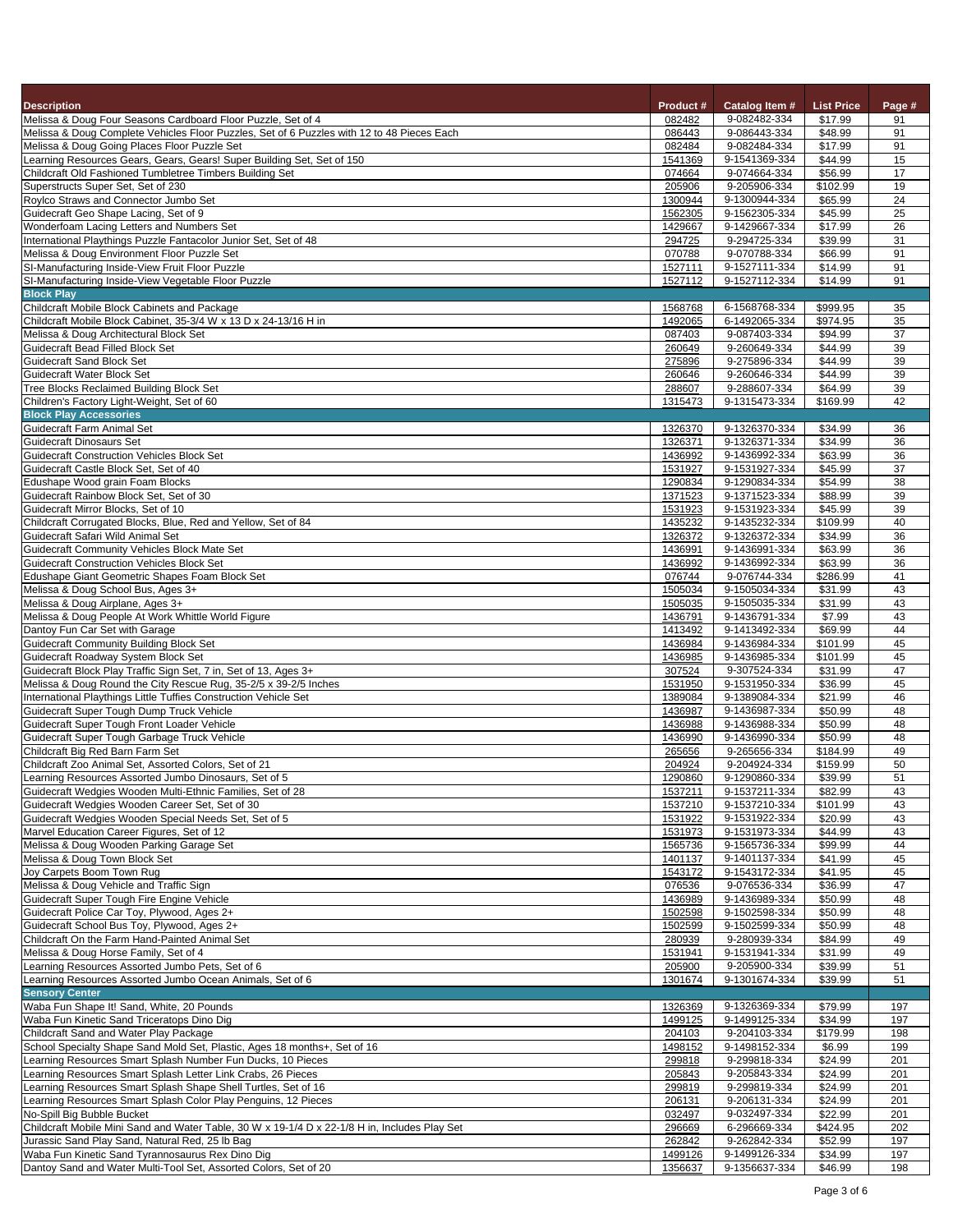| Description | Product # | Catalog Item # | List Price | Page # |
|---|---|---|---|---|
| Melissa & Doug Four Seasons Cardboard Floor Puzzle, Set of 4 | 082482 | 9-082482-334 | $17.99 | 91 |
| Melissa & Doug Complete Vehicles Floor Puzzles, Set of 6 Puzzles with 12 to 48 Pieces Each | 086443 | 9-086443-334 | $48.99 | 91 |
| Melissa & Doug Going Places Floor Puzzle Set | 082484 | 9-082484-334 | $17.99 | 91 |
| Learning Resources Gears, Gears, Gears! Super Building Set, Set of 150 | 1541369 | 9-1541369-334 | $44.99 | 15 |
| Childcraft Old Fashioned Tumbletree Timbers Building Set | 074664 | 9-074664-334 | $56.99 | 17 |
| Superstructs Super Set, Set of 230 | 205906 | 9-205906-334 | $102.99 | 19 |
| Roylco Straws and Connector Jumbo Set | 1300944 | 9-1300944-334 | $65.99 | 24 |
| Guidecraft Geo Shape Lacing, Set of 9 | 1562305 | 9-1562305-334 | $45.99 | 25 |
| Wonderfoam Lacing Letters and Numbers Set | 1429667 | 9-1429667-334 | $17.99 | 26 |
| International Playthings Puzzle Fantacolor Junior Set, Set of 48 | 294725 | 9-294725-334 | $39.99 | 31 |
| Melissa & Doug Environment Floor Puzzle Set | 070788 | 9-070788-334 | $66.99 | 91 |
| SI-Manufacturing Inside-View Fruit Floor Puzzle | 1527111 | 9-1527111-334 | $14.99 | 91 |
| SI-Manufacturing Inside-View Vegetable Floor Puzzle | 1527112 | 9-1527112-334 | $14.99 | 91 |
| **Block Play** | | | | |
| Childcraft Mobile Block Cabinets and Package | 1568768 | 6-1568768-334 | $999.95 | 35 |
| Childcraft Mobile Block Cabinet, 35-3/4 W x 13 D x 24-13/16 H in | 1492065 | 6-1492065-334 | $974.95 | 35 |
| Melissa & Doug Architectural Block Set | 087403 | 9-087403-334 | $94.99 | 37 |
| Guidecraft Bead Filled Block Set | 260649 | 9-260649-334 | $44.99 | 39 |
| Guidecraft Sand Block Set | 275896 | 9-275896-334 | $44.99 | 39 |
| Guidecraft Water Block Set | 260646 | 9-260646-334 | $44.99 | 39 |
| Tree Blocks Reclaimed Building Block Set | 288607 | 9-288607-334 | $64.99 | 39 |
| Children's Factory Light-Weight, Set of 60 | 1315473 | 9-1315473-334 | $169.99 | 42 |
| **Block Play Accessories** | | | | |
| Guidecraft Farm Animal Set | 1326370 | 9-1326370-334 | $34.99 | 36 |
| Guidecraft Dinosaurs Set | 1326371 | 9-1326371-334 | $34.99 | 36 |
| Guidecraft Construction Vehicles Block Set | 1436992 | 9-1436992-334 | $63.99 | 36 |
| Guidecraft Castle Block Set, Set of 40 | 1531927 | 9-1531927-334 | $45.99 | 37 |
| Edushape Wood grain Foam Blocks | 1290834 | 9-1290834-334 | $54.99 | 38 |
| Guidecraft Rainbow Block Set, Set of 30 | 1371523 | 9-1371523-334 | $88.99 | 39 |
| Guidecraft Mirror Blocks, Set of 10 | 1531923 | 9-1531923-334 | $45.99 | 39 |
| Childcraft Corrugated Blocks, Blue, Red and Yellow, Set of 84 | 1435232 | 9-1435232-334 | $109.99 | 40 |
| Guidecraft Safari Wild Animal Set | 1326372 | 9-1326372-334 | $34.99 | 36 |
| Guidecraft Community Vehicles Block Mate Set | 1436991 | 9-1436991-334 | $63.99 | 36 |
| Guidecraft Construction Vehicles Block Set | 1436992 | 9-1436992-334 | $63.99 | 36 |
| Edushape Giant Geometric Shapes Foam Block Set | 076744 | 9-076744-334 | $286.99 | 41 |
| Melissa & Doug School Bus, Ages 3+ | 1505034 | 9-1505034-334 | $31.99 | 43 |
| Melissa & Doug Airplane, Ages 3+ | 1505035 | 9-1505035-334 | $31.99 | 43 |
| Melissa & Doug People At Work Whittle World Figure | 1436791 | 9-1436791-334 | $7.99 | 43 |
| Dantoy Fun Car Set with Garage | 1413492 | 9-1413492-334 | $69.99 | 44 |
| Guidecraft Community Building Block Set | 1436984 | 9-1436984-334 | $101.99 | 45 |
| Guidecraft Roadway System Block Set | 1436985 | 9-1436985-334 | $101.99 | 45 |
| Guidecraft Block Play Traffic Sign Set, 7 in, Set of 13, Ages 3+ | 307524 | 9-307524-334 | $31.99 | 47 |
| Melissa & Doug Round the City Rescue Rug, 35-2/5 x 39-2/5 Inches | 1531950 | 9-1531950-334 | $36.99 | 45 |
| International Playthings Little Tuffies Construction Vehicle Set | 1389084 | 9-1389084-334 | $21.99 | 46 |
| Guidecraft Super Tough Dump Truck Vehicle | 1436987 | 9-1436987-334 | $50.99 | 48 |
| Guidecraft Super Tough Front Loader Vehicle | 1436988 | 9-1436988-334 | $50.99 | 48 |
| Guidecraft Super Tough Garbage Truck Vehicle | 1436990 | 9-1436990-334 | $50.99 | 48 |
| Childcraft Big Red Barn Farm Set | 265656 | 9-265656-334 | $184.99 | 49 |
| Childcraft Zoo Animal Set, Assorted Colors, Set of 21 | 204924 | 9-204924-334 | $159.99 | 50 |
| Learning Resources Assorted Jumbo Dinosaurs, Set of 5 | 1290860 | 9-1290860-334 | $39.99 | 51 |
| Guidecraft Wedgies Wooden Multi-Ethnic Families, Set of 28 | 1537211 | 9-1537211-334 | $82.99 | 43 |
| Guidecraft Wedgies Wooden Career Set, Set of 30 | 1537210 | 9-1537210-334 | $101.99 | 43 |
| Guidecraft Wedgies Wooden Special Needs Set, Set of 5 | 1531922 | 9-1531922-334 | $20.99 | 43 |
| Marvel Education Career Figures, Set of 12 | 1531973 | 9-1531973-334 | $44.99 | 43 |
| Melissa & Doug Wooden Parking Garage Set | 1565736 | 9-1565736-334 | $99.99 | 44 |
| Melissa & Doug Town Block Set | 1401137 | 9-1401137-334 | $41.99 | 45 |
| Joy Carpets Boom Town Rug | 1543172 | 9-1543172-334 | $41.95 | 45 |
| Melissa & Doug Vehicle and Traffic Sign | 076536 | 9-076536-334 | $36.99 | 47 |
| Guidecraft Super Tough Fire Engine Vehicle | 1436989 | 9-1436989-334 | $50.99 | 48 |
| Guidecraft Police Car Toy, Plywood, Ages 2+ | 1502598 | 9-1502598-334 | $50.99 | 48 |
| Guidecraft School Bus Toy, Plywood, Ages 2+ | 1502599 | 9-1502599-334 | $50.99 | 48 |
| Childcraft On the Farm Hand-Painted Animal Set | 280939 | 9-280939-334 | $84.99 | 49 |
| Melissa & Doug Horse Family, Set of 4 | 1531941 | 9-1531941-334 | $31.99 | 49 |
| Learning Resources Assorted Jumbo Pets, Set of 6 | 205900 | 9-205900-334 | $39.99 | 51 |
| Learning Resources Assorted Jumbo Ocean Animals, Set of 6 | 1301674 | 9-1301674-334 | $39.99 | 51 |
| **Sensory Center** | | | | |
| Waba Fun Shape It! Sand, White, 20 Pounds | 1326369 | 9-1326369-334 | $79.99 | 197 |
| Waba Fun Kinetic Sand Triceratops Dino Dig | 1499125 | 9-1499125-334 | $34.99 | 197 |
| Childcraft Sand and Water Play Package | 204103 | 9-204103-334 | $179.99 | 198 |
| School Specialty Shape Sand Mold Set, Plastic, Ages 18 months+, Set of 16 | 1498152 | 9-1498152-334 | $6.99 | 199 |
| Learning Resources Smart Splash Number Fun Ducks, 10 Pieces | 299818 | 9-299818-334 | $24.99 | 201 |
| Learning Resources Smart Splash Letter Link Crabs, 26 Pieces | 205843 | 9-205843-334 | $24.99 | 201 |
| Learning Resources Smart Splash Shape Shell Turtles, Set of 16 | 299819 | 9-299819-334 | $24.99 | 201 |
| Learning Resources Smart Splash Color Play Penguins, 12 Pieces | 206131 | 9-206131-334 | $24.99 | 201 |
| No-Spill Big Bubble Bucket | 032497 | 9-032497-334 | $22.99 | 201 |
| Childcraft Mobile Mini Sand and Water Table, 30 W x 19-1/4 D x 22-1/8 H in, Includes Play Set | 296669 | 6-296669-334 | $424.95 | 202 |
| Jurassic Sand Play Sand, Natural Red, 25 lb Bag | 262842 | 9-262842-334 | $52.99 | 197 |
| Waba Fun Kinetic Sand Tyrannosaurus Rex Dino Dig | 1499126 | 9-1499126-334 | $34.99 | 197 |
| Dantoy Sand and Water Multi-Tool Set, Assorted Colors, Set of 20 | 1356637 | 9-1356637-334 | $46.99 | 198 |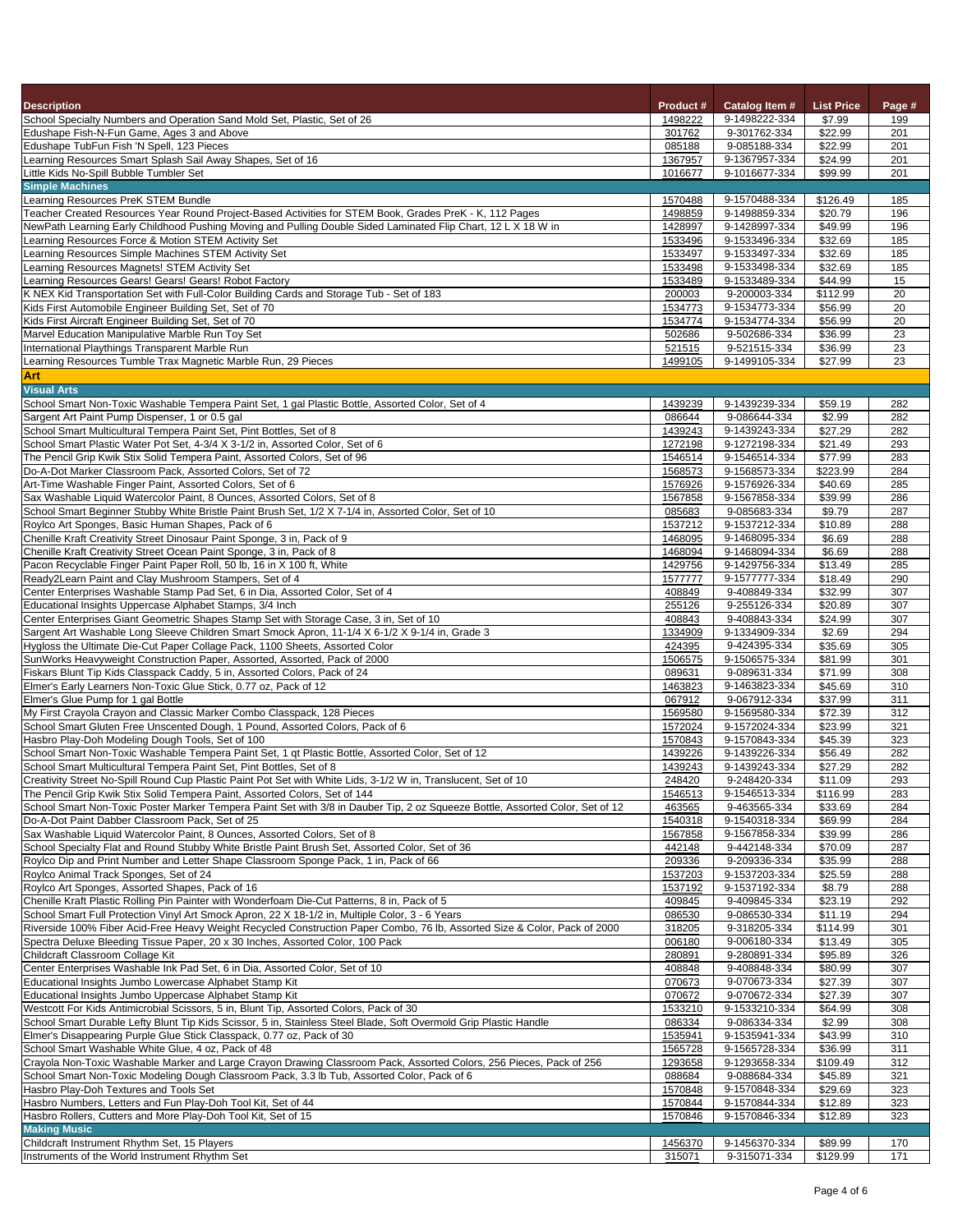| Description | Product # | Catalog Item # | List Price | Page # |
|---|---|---|---|---|
| School Specialty Numbers and Operation Sand Mold Set, Plastic, Set of 26 | 1498222 | 9-1498222-334 | $7.99 | 199 |
| Edushape Fish-N-Fun Game, Ages 3 and Above | 301762 | 9-301762-334 | $22.99 | 201 |
| Edushape TubFun Fish 'N Spell, 123 Pieces | 085188 | 9-085188-334 | $22.99 | 201 |
| Learning Resources Smart Splash Sail Away Shapes, Set of 16 | 1367957 | 9-1367957-334 | $24.99 | 201 |
| Little Kids No-Spill Bubble Tumbler Set | 1016677 | 9-1016677-334 | $99.99 | 201 |
| **Simple Machines** | | | | |
| Learning Resources PreK STEM Bundle | 1570488 | 9-1570488-334 | $126.49 | 185 |
| Teacher Created Resources Year Round Project-Based Activities for STEM Book, Grades PreK - K, 112 Pages | 1498859 | 9-1498859-334 | $20.79 | 196 |
| NewPath Learning Early Childhood Pushing Moving and Pulling Double Sided Laminated Flip Chart, 12 L X 18 W in | 1428997 | 9-1428997-334 | $49.99 | 196 |
| Learning Resources Force & Motion STEM Activity Set | 1533496 | 9-1533496-334 | $32.69 | 185 |
| Learning Resources Simple Machines STEM Activity Set | 1533497 | 9-1533497-334 | $32.69 | 185 |
| Learning Resources Magnets! STEM Activity Set | 1533498 | 9-1533498-334 | $32.69 | 185 |
| Learning Resources Gears! Gears! Gears! Robot Factory | 1533489 | 9-1533489-334 | $44.99 | 15 |
| K NEX Kid Transportation Set with Full-Color Building Cards and Storage Tub - Set of 183 | 200003 | 9-200003-334 | $112.99 | 20 |
| Kids First Automobile Engineer Building Set, Set of 70 | 1534773 | 9-1534773-334 | $56.99 | 20 |
| Kids First Aircraft Engineer Building Set, Set of 70 | 1534774 | 9-1534774-334 | $56.99 | 20 |
| Marvel Education Manipulative Marble Run Toy Set | 502686 | 9-502686-334 | $36.99 | 23 |
| International Playthings Transparent Marble Run | 521515 | 9-521515-334 | $36.99 | 23 |
| Learning Resources Tumble Trax Magnetic Marble Run, 29 Pieces | 1499105 | 9-1499105-334 | $27.99 | 23 |
| **Art** | | | | |
| **Visual Arts** | | | | |
| School Smart Non-Toxic Washable Tempera Paint Set, 1 gal Plastic Bottle, Assorted Color, Set of 4 | 1439239 | 9-1439239-334 | $59.19 | 282 |
| Sargent Art Paint Pump Dispenser, 1 or 0.5 gal | 086644 | 9-086644-334 | $2.99 | 282 |
| School Smart Multicultural Tempera Paint Set, Pint Bottles, Set of 8 | 1439243 | 9-1439243-334 | $27.29 | 282 |
| School Smart Plastic Water Pot Set, 4-3/4 X 3-1/2 in, Assorted Color, Set of 6 | 1272198 | 9-1272198-334 | $21.49 | 293 |
| The Pencil Grip Kwik Stix Solid Tempera Paint, Assorted Colors, Set of 96 | 1546514 | 9-1546514-334 | $77.99 | 283 |
| Do-A-Dot Marker Classroom Pack, Assorted Colors, Set of 72 | 1568573 | 9-1568573-334 | $223.99 | 284 |
| Art-Time Washable Finger Paint, Assorted Colors, Set of 6 | 1576926 | 9-1576926-334 | $40.69 | 285 |
| Sax Washable Liquid Watercolor Paint, 8 Ounces, Assorted Colors, Set of 8 | 1567858 | 9-1567858-334 | $39.99 | 286 |
| School Smart Beginner Stubby White Bristle Paint Brush Set, 1/2 X 7-1/4 in, Assorted Color, Set of 10 | 085683 | 9-085683-334 | $9.79 | 287 |
| Roylco Art Sponges, Basic Human Shapes, Pack of 6 | 1537212 | 9-1537212-334 | $10.89 | 288 |
| Chenille Kraft Creativity Street Dinosaur Paint Sponge, 3 in, Pack of 9 | 1468095 | 9-1468095-334 | $6.69 | 288 |
| Chenille Kraft Creativity Street Ocean Paint Sponge, 3 in, Pack of 8 | 1468094 | 9-1468094-334 | $6.69 | 288 |
| Pacon Recyclable Finger Paint Paper Roll, 50 lb, 16 in X 100 ft, White | 1429756 | 9-1429756-334 | $13.49 | 285 |
| Ready2Learn Paint and Clay Mushroom Stampers, Set of 4 | 1577777 | 9-1577777-334 | $18.49 | 290 |
| Center Enterprises Washable Stamp Pad Set, 6 in Dia, Assorted Color, Set of 4 | 408849 | 9-408849-334 | $32.99 | 307 |
| Educational Insights Uppercase Alphabet Stamps, 3/4 Inch | 255126 | 9-255126-334 | $20.89 | 307 |
| Center Enterprises Giant Geometric Shapes Stamp Set with Storage Case, 3 in, Set of 10 | 408843 | 9-408843-334 | $24.99 | 307 |
| Sargent Art Washable Long Sleeve Children Smart Smock Apron, 11-1/4 X 6-1/2 X 9-1/4 in, Grade 3 | 1334909 | 9-1334909-334 | $2.69 | 294 |
| Hygloss the Ultimate Die-Cut Paper Collage Pack, 1100 Sheets, Assorted Color | 424395 | 9-424395-334 | $35.69 | 305 |
| SunWorks Heavyweight Construction Paper, Assorted, Assorted, Pack of 2000 | 1506575 | 9-1506575-334 | $81.99 | 301 |
| Fiskars Blunt Tip Kids Classpack Caddy, 5 in, Assorted Colors, Pack of 24 | 089631 | 9-089631-334 | $71.99 | 308 |
| Elmer's Early Learners Non-Toxic Glue Stick, 0.77 oz, Pack of 12 | 1463823 | 9-1463823-334 | $45.69 | 310 |
| Elmer's Glue Pump for 1 gal Bottle | 067912 | 9-067912-334 | $37.99 | 311 |
| My First Crayola Crayon and Classic Marker Combo Classpack, 128 Pieces | 1569580 | 9-1569580-334 | $72.39 | 312 |
| School Smart Gluten Free Unscented Dough, 1 Pound, Assorted Colors, Pack of 6 | 1572024 | 9-1572024-334 | $23.99 | 321 |
| Hasbro Play-Doh Modeling Dough Tools, Set of 100 | 1570843 | 9-1570843-334 | $45.39 | 323 |
| School Smart Non-Toxic Washable Tempera Paint Set, 1 qt Plastic Bottle, Assorted Color, Set of 12 | 1439226 | 9-1439226-334 | $56.49 | 282 |
| School Smart Multicultural Tempera Paint Set, Pint Bottles, Set of 8 | 1439243 | 9-1439243-334 | $27.29 | 282 |
| Creativity Street No-Spill Round Cup Plastic Paint Pot with White Lids, 3-1/2 W in, Translucent, Set of 10 | 248420 | 9-248420-334 | $11.09 | 293 |
| The Pencil Grip Kwik Stix Solid Tempera Paint, Assorted Colors, Set of 144 | 1546513 | 9-1546513-334 | $116.99 | 283 |
| School Smart Non-Toxic Poster Marker Tempera Paint Set with 3/8 in Dauber Tip, 2 oz Squeeze Bottle, Assorted Color, Set of 12 | 463565 | 9-463565-334 | $33.69 | 284 |
| Do-A-Dot Paint Dabber Classroom Pack, Set of 25 | 1540318 | 9-1540318-334 | $69.99 | 284 |
| Sax Washable Liquid Watercolor Paint, 8 Ounces, Assorted Colors, Set of 8 | 1567858 | 9-1567858-334 | $39.99 | 286 |
| School Specialty Flat and Round Stubby White Bristle Paint Brush Set, Assorted Color, Set of 36 | 442148 | 9-442148-334 | $70.09 | 287 |
| Roylco Dip and Print Number and Letter Shape Classroom Sponge Pack, 1 in, Pack of 66 | 209336 | 9-209336-334 | $35.99 | 288 |
| Roylco Animal Track Sponges, Set of 24 | 1537203 | 9-1537203-334 | $25.59 | 288 |
| Roylco Art Sponges, Assorted Shapes, Pack of 16 | 1537192 | 9-1537192-334 | $8.79 | 288 |
| Chenille Kraft Plastic Rolling Pin Painter with Wonderfoam Die-Cut Patterns, 8 in, Pack of 5 | 409845 | 9-409845-334 | $23.19 | 292 |
| School Smart Full Protection Vinyl Art Smock Apron, 22 X 18-1/2 in, Multiple Color, 3 - 6 Years | 086530 | 9-086530-334 | $11.19 | 294 |
| Riverside 100% Fiber Acid-Free Heavy Weight Recycled Construction Paper Combo, 76 lb, Assorted Size & Color, Pack of 2000 | 318205 | 9-318205-334 | $114.99 | 301 |
| Spectra Deluxe Bleeding Tissue Paper, 20 x 30 Inches, Assorted Color, 100 Pack | 006180 | 9-006180-334 | $13.49 | 305 |
| Childcraft Classroom Collage Kit | 280891 | 9-280891-334 | $95.89 | 326 |
| Center Enterprises Washable Ink Pad Set, 6 in Dia, Assorted Color, Set of 10 | 408848 | 9-408848-334 | $80.99 | 307 |
| Educational Insights Jumbo Lowercase Alphabet Stamp Kit | 070673 | 9-070673-334 | $27.39 | 307 |
| Educational Insights Jumbo Uppercase Alphabet Stamp Kit | 070672 | 9-070672-334 | $27.39 | 307 |
| Westcott For Kids Antimicrobial Scissors, 5 in, Blunt Tip, Assorted Colors, Pack of 30 | 1533210 | 9-1533210-334 | $64.99 | 308 |
| School Smart Durable Lefty Blunt Tip Kids Scissor, 5 in, Stainless Steel Blade, Soft Overmold Grip Plastic Handle | 086334 | 9-086334-334 | $2.99 | 308 |
| Elmer's Disappearing Purple Glue Stick Classpack, 0.77 oz, Pack of 30 | 1535941 | 9-1535941-334 | $43.99 | 310 |
| School Smart Washable White Glue, 4 oz, Pack of 48 | 1565728 | 9-1565728-334 | $36.99 | 311 |
| Crayola Non-Toxic Washable Marker and Large Crayon Drawing Classroom Pack, Assorted Colors, 256 Pieces, Pack of 256 | 1293658 | 9-1293658-334 | $109.49 | 312 |
| School Smart Non-Toxic Modeling Dough Classroom Pack, 3.3 lb Tub, Assorted Color, Pack of 6 | 088684 | 9-088684-334 | $45.89 | 321 |
| Hasbro Play-Doh Textures and Tools Set | 1570848 | 9-1570848-334 | $29.69 | 323 |
| Hasbro Numbers, Letters and Fun Play-Doh Tool Kit, Set of 44 | 1570844 | 9-1570844-334 | $12.89 | 323 |
| Hasbro Rollers, Cutters and More Play-Doh Tool Kit, Set of 15 | 1570846 | 9-1570846-334 | $12.89 | 323 |
| **Making Music** | | | | |
| Childcraft Instrument Rhythm Set, 15 Players | 1456370 | 9-1456370-334 | $89.99 | 170 |
| Instruments of the World Instrument Rhythm Set | 315071 | 9-315071-334 | $129.99 | 171 |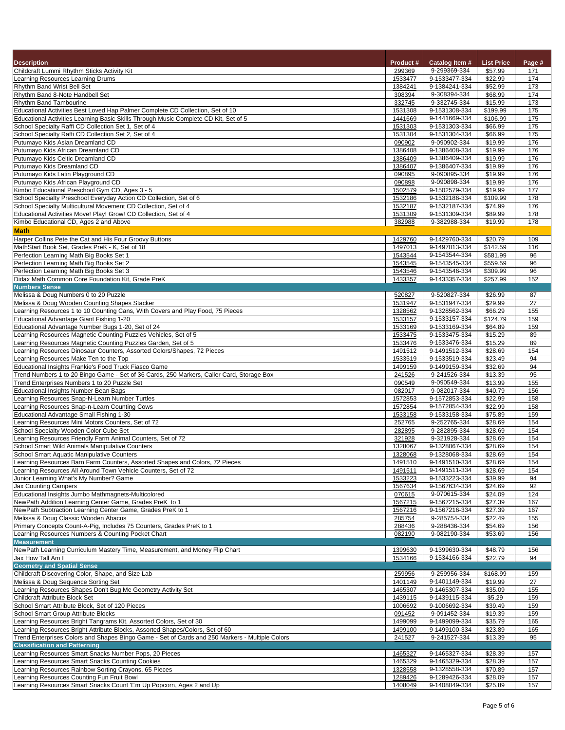| Description | Product # | Catalog Item # | List Price | Page # |
|---|---|---|---|---|
| Childcraft Lummi Rhythm Sticks Activity Kit | 299369 | 9-299369-334 | $57.99 | 171 |
| Learning Resources Learning Drums | 1533477 | 9-1533477-334 | $22.99 | 174 |
| Rhythm Band Wrist Bell Set | 1384241 | 9-1384241-334 | $52.99 | 173 |
| Rhythm Band 8-Note Handbell Set | 308394 | 9-308394-334 | $68.99 | 174 |
| Rhythm Band Tambourine | 332745 | 9-332745-334 | $15.99 | 173 |
| Educational Activities Best Loved Hap Palmer Complete CD Collection, Set of 10 | 1531308 | 9-1531308-334 | $199.99 | 175 |
| Educational Activities Learning Basic Skills Through Music Complete CD Kit, Set of 5 | 1441669 | 9-1441669-334 | $106.99 | 175 |
| School Specialty Raffi CD Collection Set 1, Set of 4 | 1531303 | 9-1531303-334 | $66.99 | 175 |
| School Specialty Raffi CD Collection Set 2, Set of 4 | 1531304 | 9-1531304-334 | $66.99 | 175 |
| Putumayo Kids Asian Dreamland CD | 090902 | 9-090902-334 | $19.99 | 176 |
| Putumayo Kids African Dreamland CD | 1386408 | 9-1386408-334 | $19.99 | 176 |
| Putumayo Kids Celtic Dreamland CD | 1386409 | 9-1386409-334 | $19.99 | 176 |
| Putumayo Kids Dreamland CD | 1386407 | 9-1386407-334 | $19.99 | 176 |
| Putumayo Kids Latin Playground CD | 090895 | 9-090895-334 | $19.99 | 176 |
| Putumayo Kids African Playground CD | 090898 | 9-090898-334 | $19.99 | 176 |
| Kimbo Educational Preschool Gym CD, Ages 3 - 5 | 1502579 | 9-1502579-334 | $19.99 | 177 |
| School Specialty Preschool Everyday Action CD Collection, Set of 6 | 1532186 | 9-1532186-334 | $109.99 | 178 |
| School Specialty Multicultural Movement CD Collection, Set of 4 | 1532187 | 9-1532187-334 | $74.99 | 176 |
| Educational Activities Move! Play! Grow! CD Collection, Set of 4 | 1531309 | 9-1531309-334 | $89.99 | 178 |
| Kimbo Educational CD, Ages 2 and Above | 382988 | 9-382988-334 | $19.99 | 178 |
| **Math** | | | | |
| Harper Collins Pete the Cat and His Four Groovy Buttons | 1429760 | 9-1429760-334 | $20.79 | 109 |
| MathStart Book Set, Grades PreK - K, Set of 18 | 1497013 | 9-1497013-334 | $142.59 | 116 |
| Perfection Learning Math Big Books Set 1 | 1543544 | 9-1543544-334 | $581.99 | 96 |
| Perfection Learning Math Big Books Set 2 | 1543545 | 9-1543545-334 | $559.59 | 96 |
| Perfection Learning Math Big Books Set 3 | 1543546 | 9-1543546-334 | $309.99 | 96 |
| Didax Math Common Core Foundation Kit, Grade PreK | 1433357 | 9-1433357-334 | $257.99 | 152 |
| **Numbers Sense** | | | | |
| Melissa & Doug Numbers 0 to 20 Puzzle | 520827 | 9-520827-334 | $26.99 | 87 |
| Melissa & Doug Wooden Counting Shapes Stacker | 1531947 | 9-1531947-334 | $29.99 | 27 |
| Learning Resources 1 to 10 Counting Cans, With Covers and Play Food, 75 Pieces | 1328562 | 9-1328562-334 | $66.29 | 155 |
| Educational Advantage Giant Fishing 1-20 | 1533157 | 9-1533157-334 | $124.79 | 159 |
| Educational Advantage Number Bugs 1-20, Set of 24 | 1533169 | 9-1533169-334 | $64.89 | 159 |
| Learning Resources Magnetic Counting Puzzles Vehicles, Set of 5 | 1533475 | 9-1533475-334 | $15.29 | 89 |
| Learning Resources Magnetic Counting Puzzles Garden, Set of 5 | 1533476 | 9-1533476-334 | $15.29 | 89 |
| Learning Resources Dinosaur Counters, Assorted Colors/Shapes, 72 Pieces | 1491512 | 9-1491512-334 | $28.69 | 154 |
| Learning Resources Make Ten to the Top | 1533519 | 9-1533519-334 | $23.49 | 94 |
| Educational Insights Frankie's Food Truck Fiasco Game | 1499159 | 9-1499159-334 | $32.69 | 94 |
| Trend Numbers 1 to 20 Bingo Game - Set of 36 Cards, 250 Markers, Caller Card, Storage Box | 241526 | 9-241526-334 | $13.39 | 95 |
| Trend Enterprises Numbers 1 to 20 Puzzle Set | 090549 | 9-090549-334 | $13.99 | 155 |
| Educational Insights Number Bean Bags | 082017 | 9-082017-334 | $40.79 | 156 |
| Learning Resources Snap-N-Learn Number Turtles | 1572853 | 9-1572853-334 | $22.99 | 158 |
| Learning Resources Snap-n-Learn Counting Cows | 1572854 | 9-1572854-334 | $22.99 | 158 |
| Educational Advantage Small Fishing 1-30 | 1533158 | 9-1533158-334 | $75.89 | 159 |
| Learning Resources Mini Motors Counters, Set of 72 | 252765 | 9-252765-334 | $28.69 | 154 |
| School Specialty Wooden Color Cube Set | 282895 | 9-282895-334 | $28.69 | 154 |
| Learning Resources Friendly Farm Animal Counters, Set of 72 | 321928 | 9-321928-334 | $28.69 | 154 |
| School Smart Wild Animals Manipulative Counters | 1328067 | 9-1328067-334 | $28.69 | 154 |
| School Smart Aquatic Manipulative Counters | 1328068 | 9-1328068-334 | $28.69 | 154 |
| Learning Resources Barn Farm Counters, Assorted Shapes and Colors, 72 Pieces | 1491510 | 9-1491510-334 | $28.69 | 154 |
| Learning Resources All Around Town Vehicle Counters, Set of 72 | 1491511 | 9-1491511-334 | $28.69 | 154 |
| Junior Learning What's My Number? Game | 1533223 | 9-1533223-334 | $39.99 | 94 |
| Jax Counting Campers | 1567634 | 9-1567634-334 | $24.69 | 92 |
| Educational Insights Jumbo Mathmagnets-Multicolored | 070615 | 9-070615-334 | $24.09 | 124 |
| NewPath Addition Learning Center Game, Grades PreK to 1 | 1567215 | 9-1567215-334 | $27.39 | 167 |
| NewPath Subtraction Learning Center Game, Grades PreK to 1 | 1567216 | 9-1567216-334 | $27.39 | 167 |
| Melissa & Doug Classic Wooden Abacus | 285754 | 9-285754-334 | $22.49 | 155 |
| Primary Concepts Count-A-Pig, Includes 75 Counters, Grades PreK to 1 | 288436 | 9-288436-334 | $54.69 | 156 |
| Learning Resources Numbers & Counting Pocket Chart | 082190 | 9-082190-334 | $53.69 | 156 |
| **Measurement** | | | | |
| NewPath Learning Curriculum Mastery Time, Measurement, and Money Flip Chart | 1399630 | 9-1399630-334 | $48.79 | 156 |
| Jax How Tall Am I | 1534166 | 9-1534166-334 | $22.79 | 94 |
| **Geometry and Spatial Sense** | | | | |
| Childcraft Discovering Color, Shape, and Size Lab | 259956 | 9-259956-334 | $168.99 | 159 |
| Melissa & Doug Sequence Sorting Set | 1401149 | 9-1401149-334 | $19.99 | 27 |
| Learning Resources Shapes Don't Bug Me Geometry Activity Set | 1465307 | 9-1465307-334 | $35.09 | 155 |
| Childcraft Attribute Block Set | 1439115 | 9-1439115-334 | $5.29 | 159 |
| School Smart Attribute Block, Set of 120 Pieces | 1006692 | 9-1006692-334 | $39.49 | 159 |
| School Smart Group Attribute Blocks | 091452 | 9-091452-334 | $19.39 | 159 |
| Learning Resources Bright Tangrams Kit, Assorted Colors, Set of 30 | 1499099 | 9-1499099-334 | $35.79 | 165 |
| Learning Resources Bright Attribute Blocks, Assorted Shapes/Colors, Set of 60 | 1499100 | 9-1499100-334 | $23.89 | 165 |
| Trend Enterprises Colors and Shapes Bingo Game - Set of Cards and 250 Markers - Multiple Colors | 241527 | 9-241527-334 | $13.39 | 95 |
| **Classification and Patterning** | | | | |
| Learning Resources Smart Snacks Number Pops, 20 Pieces | 1465327 | 9-1465327-334 | $28.39 | 157 |
| Learning Resources Smart Snacks Counting Cookies | 1465329 | 9-1465329-334 | $28.39 | 157 |
| Learning Resources Rainbow Sorting Crayons, 65 Pieces | 1328558 | 9-1328558-334 | $70.89 | 157 |
| Learning Resources Counting Fun Fruit Bowl | 1289426 | 9-1289426-334 | $28.09 | 157 |
| Learning Resources Smart Snacks Count 'Em Up Popcorn, Ages 2 and Up | 1408049 | 9-1408049-334 | $25.89 | 157 |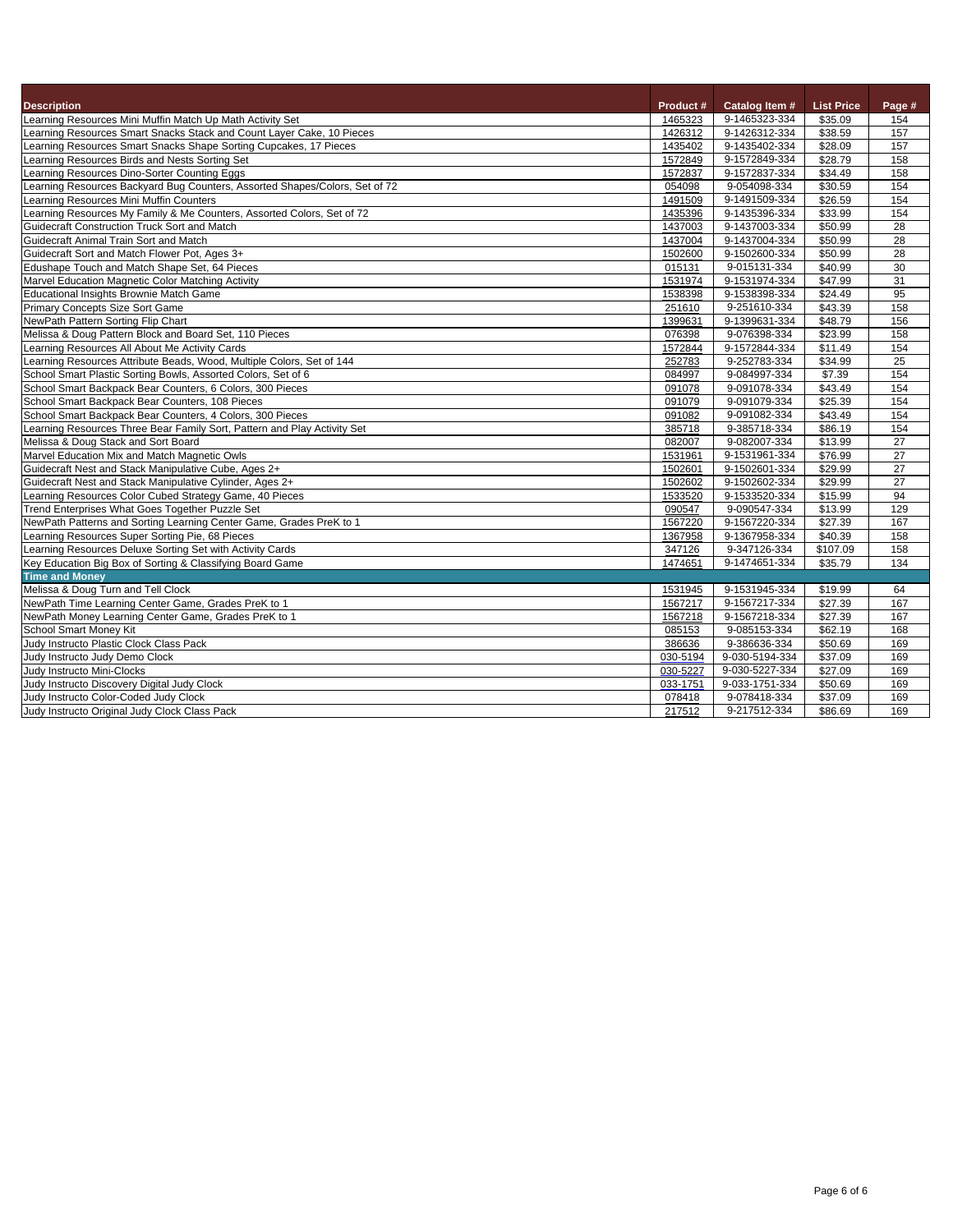| Description | Product # | Catalog Item # | List Price | Page # |
|---|---|---|---|---|
| Learning Resources Mini Muffin Match Up Math Activity Set | 1465323 | 9-1465323-334 | $35.09 | 154 |
| Learning Resources Smart Snacks Stack and Count Layer Cake, 10 Pieces | 1426312 | 9-1426312-334 | $38.59 | 157 |
| Learning Resources Smart Snacks Shape Sorting Cupcakes, 17 Pieces | 1435402 | 9-1435402-334 | $28.09 | 157 |
| Learning Resources Birds and Nests Sorting Set | 1572849 | 9-1572849-334 | $28.79 | 158 |
| Learning Resources Dino-Sorter Counting Eggs | 1572837 | 9-1572837-334 | $34.49 | 158 |
| Learning Resources Backyard Bug Counters, Assorted Shapes/Colors, Set of 72 | 054098 | 9-054098-334 | $30.59 | 154 |
| Learning Resources Mini Muffin Counters | 1491509 | 9-1491509-334 | $26.59 | 154 |
| Learning Resources My Family & Me Counters, Assorted Colors, Set of 72 | 1435396 | 9-1435396-334 | $33.99 | 154 |
| Guidecraft Construction Truck Sort and Match | 1437003 | 9-1437003-334 | $50.99 | 28 |
| Guidecraft Animal Train Sort and Match | 1437004 | 9-1437004-334 | $50.99 | 28 |
| Guidecraft Sort and Match Flower Pot, Ages 3+ | 1502600 | 9-1502600-334 | $50.99 | 28 |
| Edushape Touch and Match Shape Set, 64 Pieces | 015131 | 9-015131-334 | $40.99 | 30 |
| Marvel Education Magnetic Color Matching Activity | 1531974 | 9-1531974-334 | $47.99 | 31 |
| Educational Insights Brownie Match Game | 1538398 | 9-1538398-334 | $24.49 | 95 |
| Primary Concepts Size Sort Game | 251610 | 9-251610-334 | $43.39 | 158 |
| NewPath Pattern Sorting Flip Chart | 1399631 | 9-1399631-334 | $48.79 | 156 |
| Melissa & Doug Pattern Block and Board Set, 110 Pieces | 076398 | 9-076398-334 | $23.99 | 158 |
| Learning Resources All About Me Activity Cards | 1572844 | 9-1572844-334 | $11.49 | 154 |
| Learning Resources Attribute Beads, Wood, Multiple Colors, Set of 144 | 252783 | 9-252783-334 | $34.99 | 25 |
| School Smart Plastic Sorting Bowls, Assorted Colors, Set of 6 | 084997 | 9-084997-334 | $7.39 | 154 |
| School Smart Backpack Bear Counters, 6 Colors, 300 Pieces | 091078 | 9-091078-334 | $43.49 | 154 |
| School Smart Backpack Bear Counters, 108 Pieces | 091079 | 9-091079-334 | $25.39 | 154 |
| School Smart Backpack Bear Counters, 4 Colors, 300 Pieces | 091082 | 9-091082-334 | $43.49 | 154 |
| Learning Resources Three Bear Family Sort, Pattern and Play Activity Set | 385718 | 9-385718-334 | $86.19 | 154 |
| Melissa & Doug Stack and Sort Board | 082007 | 9-082007-334 | $13.99 | 27 |
| Marvel Education Mix and Match Magnetic Owls | 1531961 | 9-1531961-334 | $76.99 | 27 |
| Guidecraft Nest and Stack Manipulative Cube, Ages 2+ | 1502601 | 9-1502601-334 | $29.99 | 27 |
| Guidecraft Nest and Stack Manipulative Cylinder, Ages 2+ | 1502602 | 9-1502602-334 | $29.99 | 27 |
| Learning Resources Color Cubed Strategy Game, 40 Pieces | 1533520 | 9-1533520-334 | $15.99 | 94 |
| Trend Enterprises What Goes Together Puzzle Set | 090547 | 9-090547-334 | $13.99 | 129 |
| NewPath Patterns and Sorting Learning Center Game, Grades PreK to 1 | 1567220 | 9-1567220-334 | $27.39 | 167 |
| Learning Resources Super Sorting Pie, 68 Pieces | 1367958 | 9-1367958-334 | $40.39 | 158 |
| Learning Resources Deluxe Sorting Set with Activity Cards | 347126 | 9-347126-334 | $107.09 | 158 |
| Key Education Big Box of Sorting & Classifying Board Game | 1474651 | 9-1474651-334 | $35.79 | 134 |
| **Time and Money** | | | | |
| Melissa & Doug Turn and Tell Clock | 1531945 | 9-1531945-334 | $19.99 | 64 |
| NewPath Time Learning Center Game, Grades PreK to 1 | 1567217 | 9-1567217-334 | $27.39 | 167 |
| NewPath Money Learning Center Game, Grades PreK to 1 | 1567218 | 9-1567218-334 | $27.39 | 167 |
| School Smart Money Kit | 085153 | 9-085153-334 | $62.19 | 168 |
| Judy Instructo Plastic Clock Class Pack | 386636 | 9-386636-334 | $50.69 | 169 |
| Judy Instructo Judy Demo Clock | 030-5194 | 9-030-5194-334 | $37.09 | 169 |
| Judy Instructo Mini-Clocks | 030-5227 | 9-030-5227-334 | $27.09 | 169 |
| Judy Instructo Discovery Digital Judy Clock | 033-1751 | 9-033-1751-334 | $50.69 | 169 |
| Judy Instructo Color-Coded Judy Clock | 078418 | 9-078418-334 | $37.09 | 169 |
| Judy Instructo Original Judy Clock Class Pack | 217512 | 9-217512-334 | $86.69 | 169 |